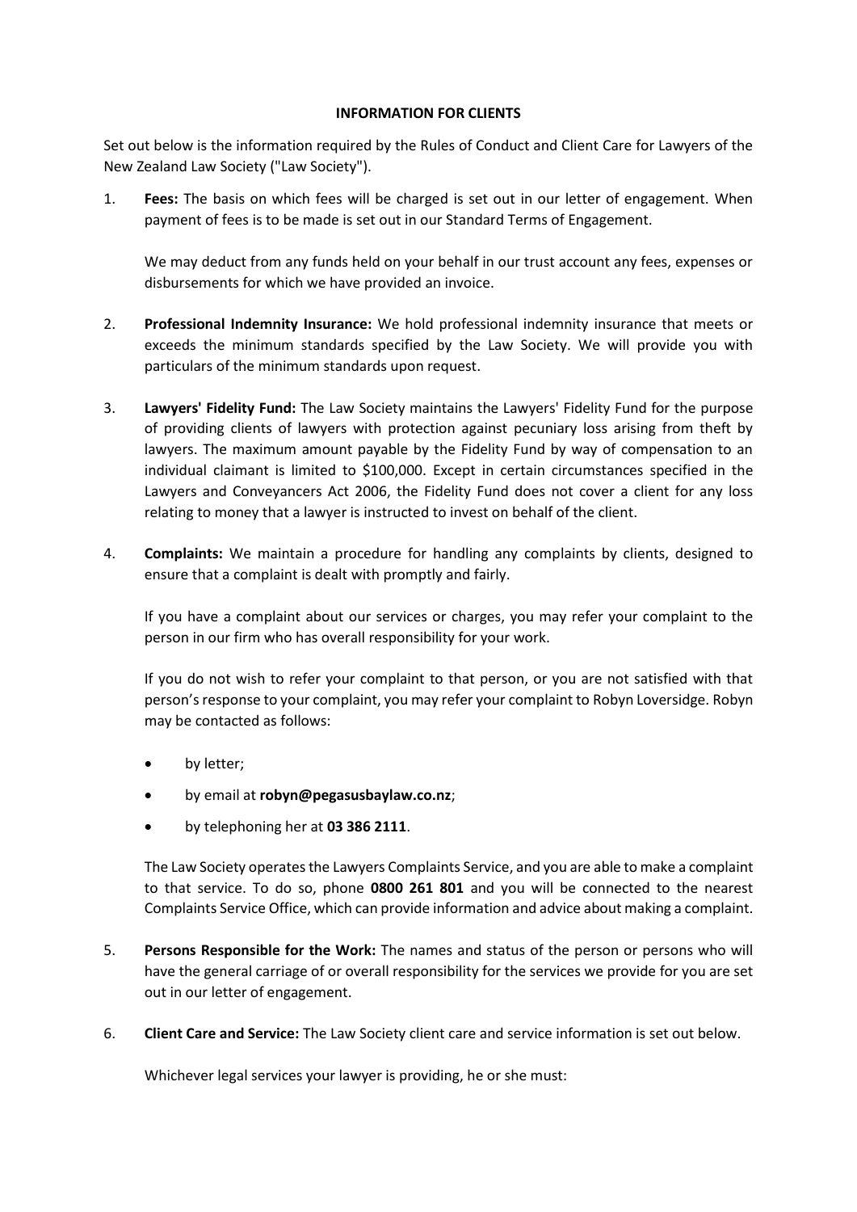**INFORMATION FOR CLIENTS**

Set out below is the information required by the Rules of Conduct and Client Care for Lawyers of the New Zealand Law Society ("Law Society").

1. **Fees:** The basis on which fees will be charged is set out in our letter of engagement. When payment of fees is to be made is set out in our Standard Terms of Engagement.

   We may deduct from any funds held on your behalf in our trust account any fees, expenses or disbursements for which we have provided an invoice.

2. **Professional Indemnity Insurance:** We hold professional indemnity insurance that meets or exceeds the minimum standards specified by the Law Society. We will provide you with particulars of the minimum standards upon request.

3. **Lawyers' Fidelity Fund:** The Law Society maintains the Lawyers' Fidelity Fund for the purpose of providing clients of lawyers with protection against pecuniary loss arising from theft by lawyers. The maximum amount payable by the Fidelity Fund by way of compensation to an individual claimant is limited to $100,000. Except in certain circumstances specified in the Lawyers and Conveyancers Act 2006, the Fidelity Fund does not cover a client for any loss relating to money that a lawyer is instructed to invest on behalf of the client.

4. **Complaints:** We maintain a procedure for handling any complaints by clients, designed to ensure that a complaint is dealt with promptly and fairly.

   If you have a complaint about our services or charges, you may refer your complaint to the person in our firm who has overall responsibility for your work.

   If you do not wish to refer your complaint to that person, or you are not satisfied with that person's response to your complaint, you may refer your complaint to Robyn Loversidge. Robyn may be contacted as follows:

   - by letter;
   - by email at **robyn@pegasusbaylaw.co.nz**;
   - by telephoning her at **03 386 2111**.

   The Law Society operates the Lawyers Complaints Service, and you are able to make a complaint to that service. To do so, phone **0800 261 801** and you will be connected to the nearest Complaints Service Office, which can provide information and advice about making a complaint.

5. **Persons Responsible for the Work:** The names and status of the person or persons who will have the general carriage of or overall responsibility for the services we provide for you are set out in our letter of engagement.

6. **Client Care and Service:** The Law Society client care and service information is set out below.

   Whichever legal services your lawyer is providing, he or she must: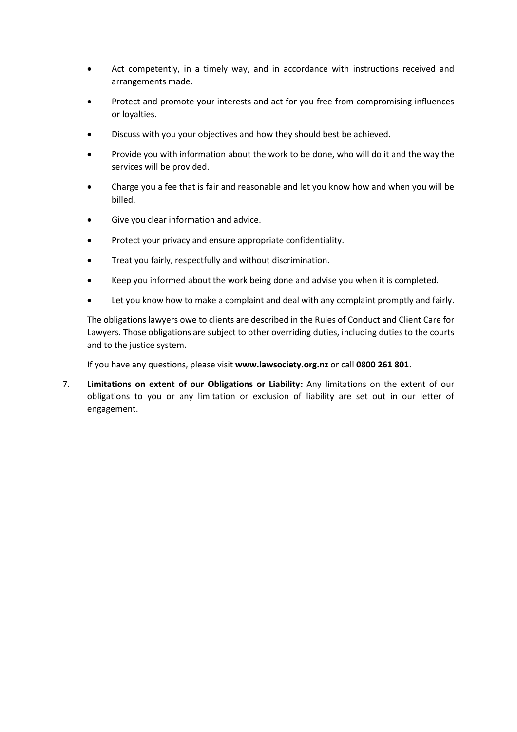- Act competently, in a timely way, and in accordance with instructions received and arrangements made.
- Protect and promote your interests and act for you free from compromising influences or loyalties.
- Discuss with you your objectives and how they should best be achieved.
- Provide you with information about the work to be done, who will do it and the way the services will be provided.
- Charge you a fee that is fair and reasonable and let you know how and when you will be billed.
- Give you clear information and advice.
- Protect your privacy and ensure appropriate confidentiality.
- Treat you fairly, respectfully and without discrimination.
- Keep you informed about the work being done and advise you when it is completed.
- Let you know how to make a complaint and deal with any complaint promptly and fairly.

The obligations lawyers owe to clients are described in the Rules of Conduct and Client Care for Lawyers. Those obligations are subject to other overriding duties, including duties to the courts and to the justice system.

If you have any questions, please visit **www.lawsociety.org.nz** or call **0800 261 801**.

7. **Limitations on extent of our Obligations or Liability:** Any limitations on the extent of our obligations to you or any limitation or exclusion of liability are set out in our letter of engagement.